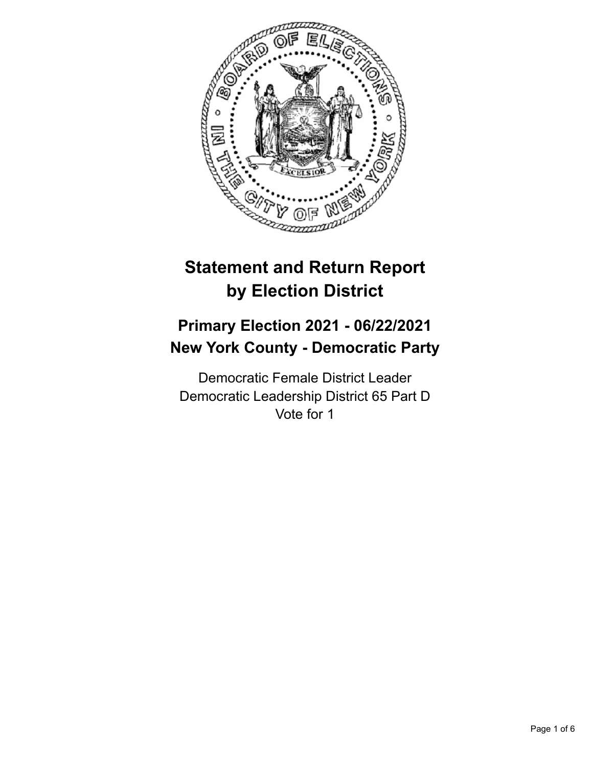# Statement and Return Report by Election District

## Primary Election 2021 - 06/22/2021
## New York County - Democratic Party

Democratic Female District Leader
Democratic Leadership District 65 Part D
Vote for 1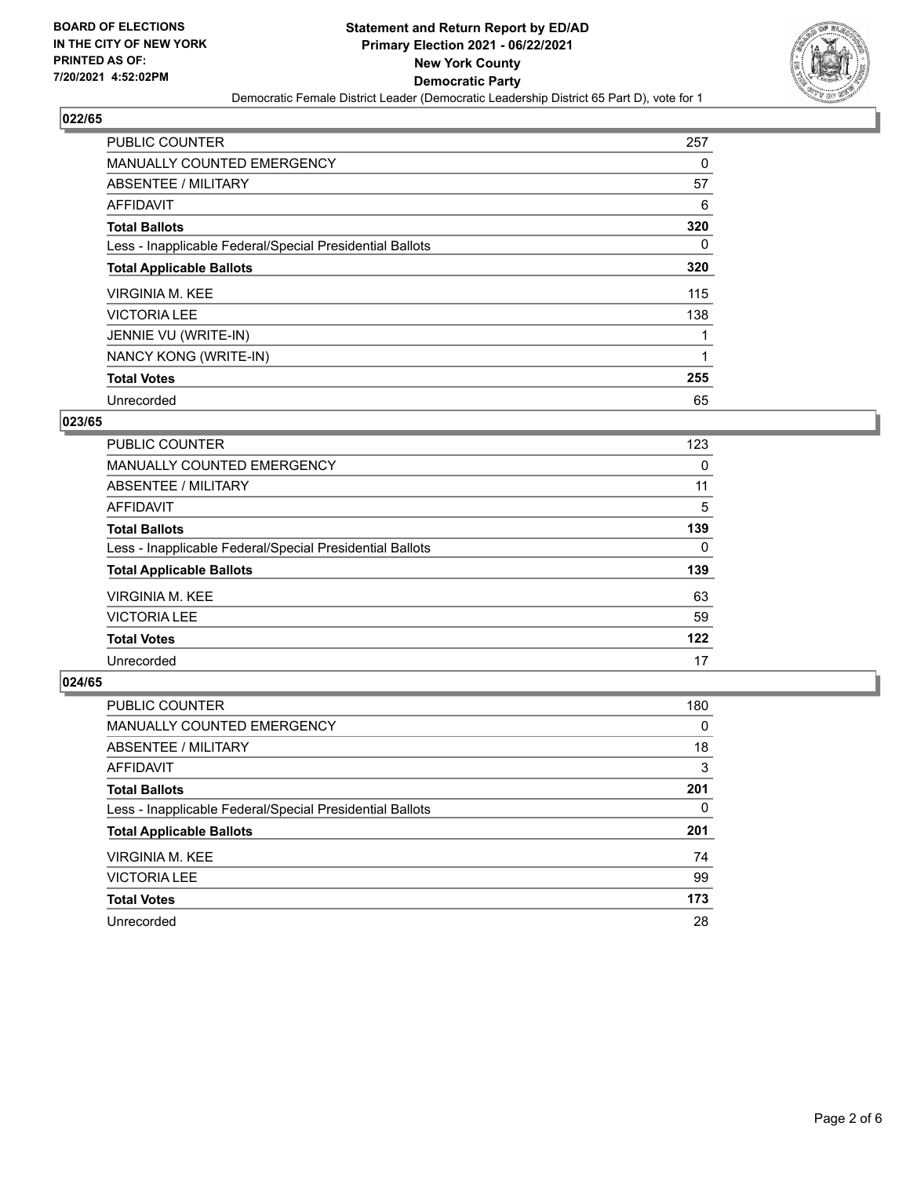**BOARD OF ELECTIONS IN THE CITY OF NEW YORK PRINTED AS OF: 7/20/2021 4:52:02PM**

# Statement and Return Report by ED/AD
## Primary Election 2021 - 06/22/2021
## New York County
## Democratic Party

Democratic Female District Leader (Democratic Leadership District 65 Part D), vote for 1

### 022/65

| | |
|---|---|
| PUBLIC COUNTER | 257 |
| MANUALLY COUNTED EMERGENCY | 0 |
| ABSENTEE / MILITARY | 57 |
| AFFIDAVIT | 6 |
| **Total Ballots** | **320** |
| Less - Inapplicable Federal/Special Presidential Ballots | 0 |
| **Total Applicable Ballots** | **320** |
| VIRGINIA M. KEE | 115 |
| VICTORIA LEE | 138 |
| JENNIE VU (WRITE-IN) | 1 |
| NANCY KONG (WRITE-IN) | 1 |
| **Total Votes** | **255** |
| Unrecorded | 65 |

### 023/65

| | |
|---|---|
| PUBLIC COUNTER | 123 |
| MANUALLY COUNTED EMERGENCY | 0 |
| ABSENTEE / MILITARY | 11 |
| AFFIDAVIT | 5 |
| **Total Ballots** | **139** |
| Less - Inapplicable Federal/Special Presidential Ballots | 0 |
| **Total Applicable Ballots** | **139** |
| VIRGINIA M. KEE | 63 |
| VICTORIA LEE | 59 |
| **Total Votes** | **122** |
| Unrecorded | 17 |

### 024/65

| | |
|---|---|
| PUBLIC COUNTER | 180 |
| MANUALLY COUNTED EMERGENCY | 0 |
| ABSENTEE / MILITARY | 18 |
| AFFIDAVIT | 3 |
| **Total Ballots** | **201** |
| Less - Inapplicable Federal/Special Presidential Ballots | 0 |
| **Total Applicable Ballots** | **201** |
| VIRGINIA M. KEE | 74 |
| VICTORIA LEE | 99 |
| **Total Votes** | **173** |
| Unrecorded | 28 |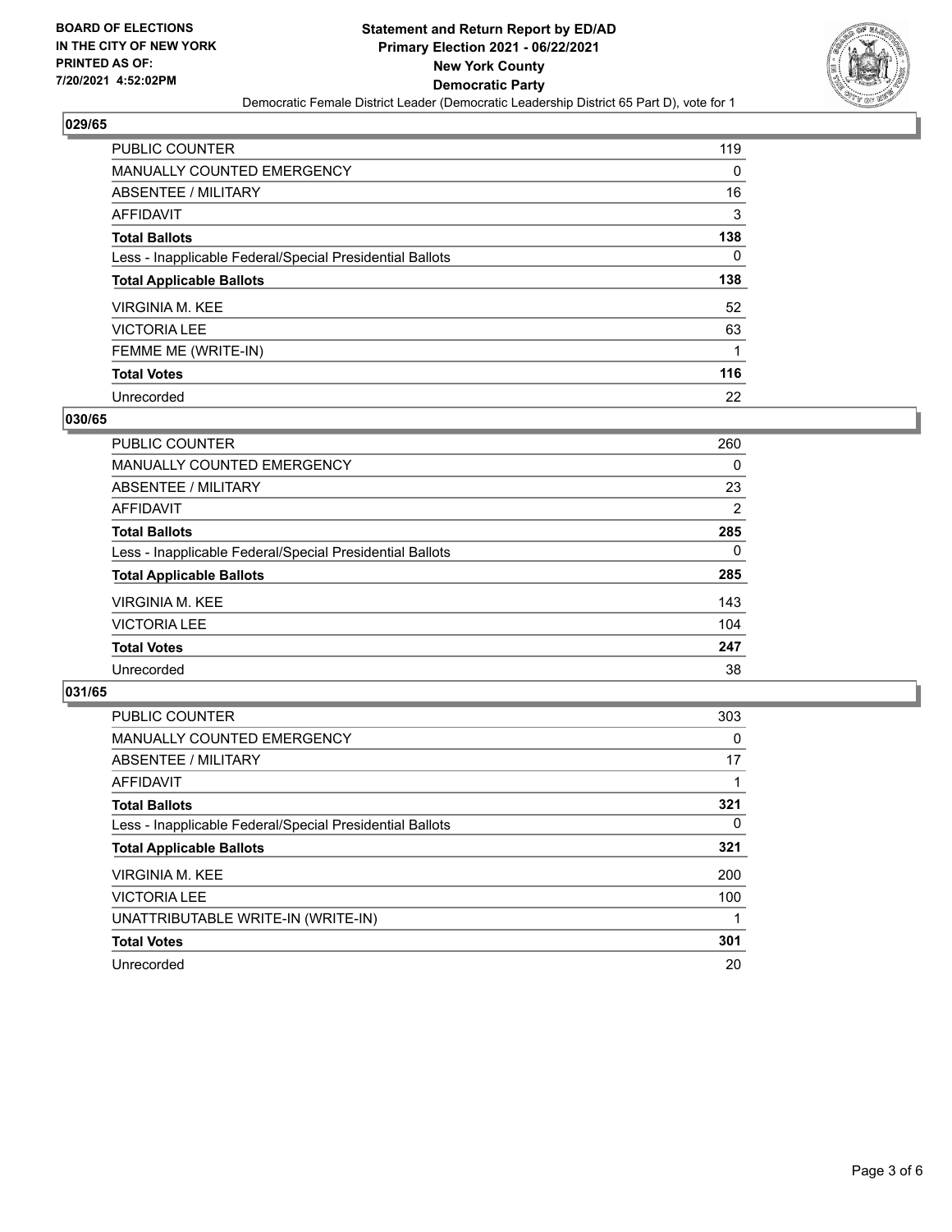BOARD OF ELECTIONS
IN THE CITY OF NEW YORK
PRINTED AS OF:
7/20/2021 4:52:02PM

**Statement and Return Report by ED/AD**
**Primary Election 2021 - 06/22/2021**
**New York County**
**Democratic Party**
Democratic Female District Leader (Democratic Leadership District 65 Part D), vote for 1

### 029/65

| | |
|---|---|
| PUBLIC COUNTER | 119 |
| MANUALLY COUNTED EMERGENCY | 0 |
| ABSENTEE / MILITARY | 16 |
| AFFIDAVIT | 3 |
| **Total Ballots** | **138** |
| Less - Inapplicable Federal/Special Presidential Ballots | 0 |
| **Total Applicable Ballots** | **138** |
| VIRGINIA M. KEE | 52 |
| VICTORIA LEE | 63 |
| FEMME ME (WRITE-IN) | 1 |
| **Total Votes** | **116** |
| Unrecorded | 22 |

### 030/65

| | |
|---|---|
| PUBLIC COUNTER | 260 |
| MANUALLY COUNTED EMERGENCY | 0 |
| ABSENTEE / MILITARY | 23 |
| AFFIDAVIT | 2 |
| **Total Ballots** | **285** |
| Less - Inapplicable Federal/Special Presidential Ballots | 0 |
| **Total Applicable Ballots** | **285** |
| VIRGINIA M. KEE | 143 |
| VICTORIA LEE | 104 |
| **Total Votes** | **247** |
| Unrecorded | 38 |

### 031/65

| | |
|---|---|
| PUBLIC COUNTER | 303 |
| MANUALLY COUNTED EMERGENCY | 0 |
| ABSENTEE / MILITARY | 17 |
| AFFIDAVIT | 1 |
| **Total Ballots** | **321** |
| Less - Inapplicable Federal/Special Presidential Ballots | 0 |
| **Total Applicable Ballots** | **321** |
| VIRGINIA M. KEE | 200 |
| VICTORIA LEE | 100 |
| UNATTRIBUTABLE WRITE-IN (WRITE-IN) | 1 |
| **Total Votes** | **301** |
| Unrecorded | 20 |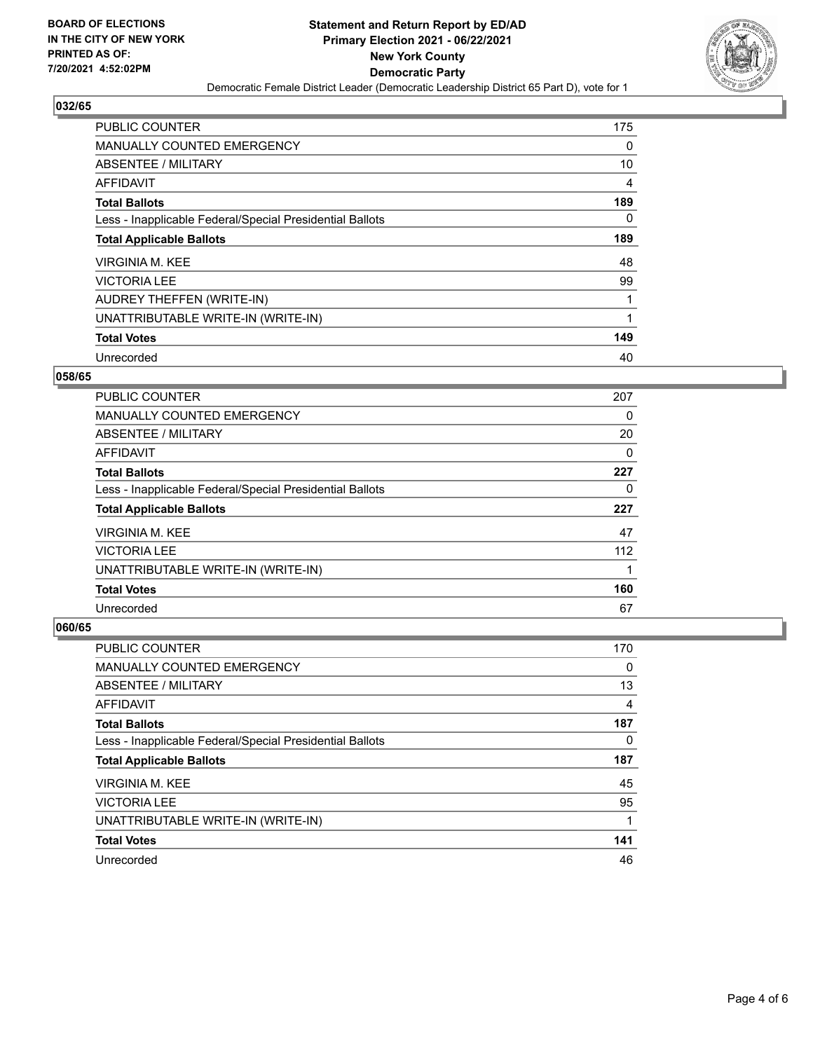**BOARD OF ELECTIONS IN THE CITY OF NEW YORK PRINTED AS OF: 7/20/2021 4:52:02PM**

**Statement and Return Report by ED/AD Primary Election 2021 - 06/22/2021 New York County Democratic Party**

Democratic Female District Leader (Democratic Leadership District 65 Part D), vote for 1

## 032/65

| | |
|---|---|
| PUBLIC COUNTER | 175 |
| MANUALLY COUNTED EMERGENCY | 0 |
| ABSENTEE / MILITARY | 10 |
| AFFIDAVIT | 4 |
| **Total Ballots** | **189** |
| Less - Inapplicable Federal/Special Presidential Ballots | 0 |
| **Total Applicable Ballots** | **189** |
| VIRGINIA M. KEE | 48 |
| VICTORIA LEE | 99 |
| AUDREY THEFFEN (WRITE-IN) | 1 |
| UNATTRIBUTABLE WRITE-IN (WRITE-IN) | 1 |
| **Total Votes** | **149** |
| Unrecorded | 40 |

## 058/65

| | |
|---|---|
| PUBLIC COUNTER | 207 |
| MANUALLY COUNTED EMERGENCY | 0 |
| ABSENTEE / MILITARY | 20 |
| AFFIDAVIT | 0 |
| **Total Ballots** | **227** |
| Less - Inapplicable Federal/Special Presidential Ballots | 0 |
| **Total Applicable Ballots** | **227** |
| VIRGINIA M. KEE | 47 |
| VICTORIA LEE | 112 |
| UNATTRIBUTABLE WRITE-IN (WRITE-IN) | 1 |
| **Total Votes** | **160** |
| Unrecorded | 67 |

## 060/65

| | |
|---|---|
| PUBLIC COUNTER | 170 |
| MANUALLY COUNTED EMERGENCY | 0 |
| ABSENTEE / MILITARY | 13 |
| AFFIDAVIT | 4 |
| **Total Ballots** | **187** |
| Less - Inapplicable Federal/Special Presidential Ballots | 0 |
| **Total Applicable Ballots** | **187** |
| VIRGINIA M. KEE | 45 |
| VICTORIA LEE | 95 |
| UNATTRIBUTABLE WRITE-IN (WRITE-IN) | 1 |
| **Total Votes** | **141** |
| Unrecorded | 46 |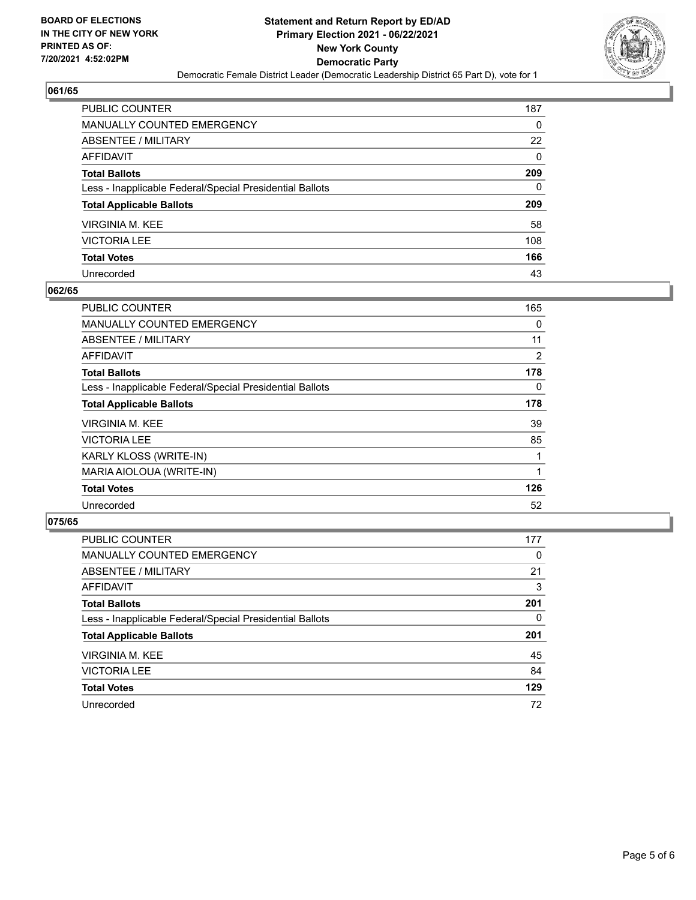BOARD OF ELECTIONS
IN THE CITY OF NEW YORK
PRINTED AS OF:
7/20/2021 4:52:02PM

**Statement and Return Report by ED/AD**
**Primary Election 2021 - 06/22/2021**
**New York County**
**Democratic Party**
Democratic Female District Leader (Democratic Leadership District 65 Part D), vote for 1

### 061/65

| | |
|---|---|
| PUBLIC COUNTER | 187 |
| MANUALLY COUNTED EMERGENCY | 0 |
| ABSENTEE / MILITARY | 22 |
| AFFIDAVIT | 0 |
| **Total Ballots** | **209** |
| Less - Inapplicable Federal/Special Presidential Ballots | 0 |
| **Total Applicable Ballots** | **209** |
| VIRGINIA M. KEE | 58 |
| VICTORIA LEE | 108 |
| **Total Votes** | **166** |
| Unrecorded | 43 |

### 062/65

| | |
|---|---|
| PUBLIC COUNTER | 165 |
| MANUALLY COUNTED EMERGENCY | 0 |
| ABSENTEE / MILITARY | 11 |
| AFFIDAVIT | 2 |
| **Total Ballots** | **178** |
| Less - Inapplicable Federal/Special Presidential Ballots | 0 |
| **Total Applicable Ballots** | **178** |
| VIRGINIA M. KEE | 39 |
| VICTORIA LEE | 85 |
| KARLY KLOSS (WRITE-IN) | 1 |
| MARIA AIOLOUA (WRITE-IN) | 1 |
| **Total Votes** | **126** |
| Unrecorded | 52 |

### 075/65

| | |
|---|---|
| PUBLIC COUNTER | 177 |
| MANUALLY COUNTED EMERGENCY | 0 |
| ABSENTEE / MILITARY | 21 |
| AFFIDAVIT | 3 |
| **Total Ballots** | **201** |
| Less - Inapplicable Federal/Special Presidential Ballots | 0 |
| **Total Applicable Ballots** | **201** |
| VIRGINIA M. KEE | 45 |
| VICTORIA LEE | 84 |
| **Total Votes** | **129** |
| Unrecorded | 72 |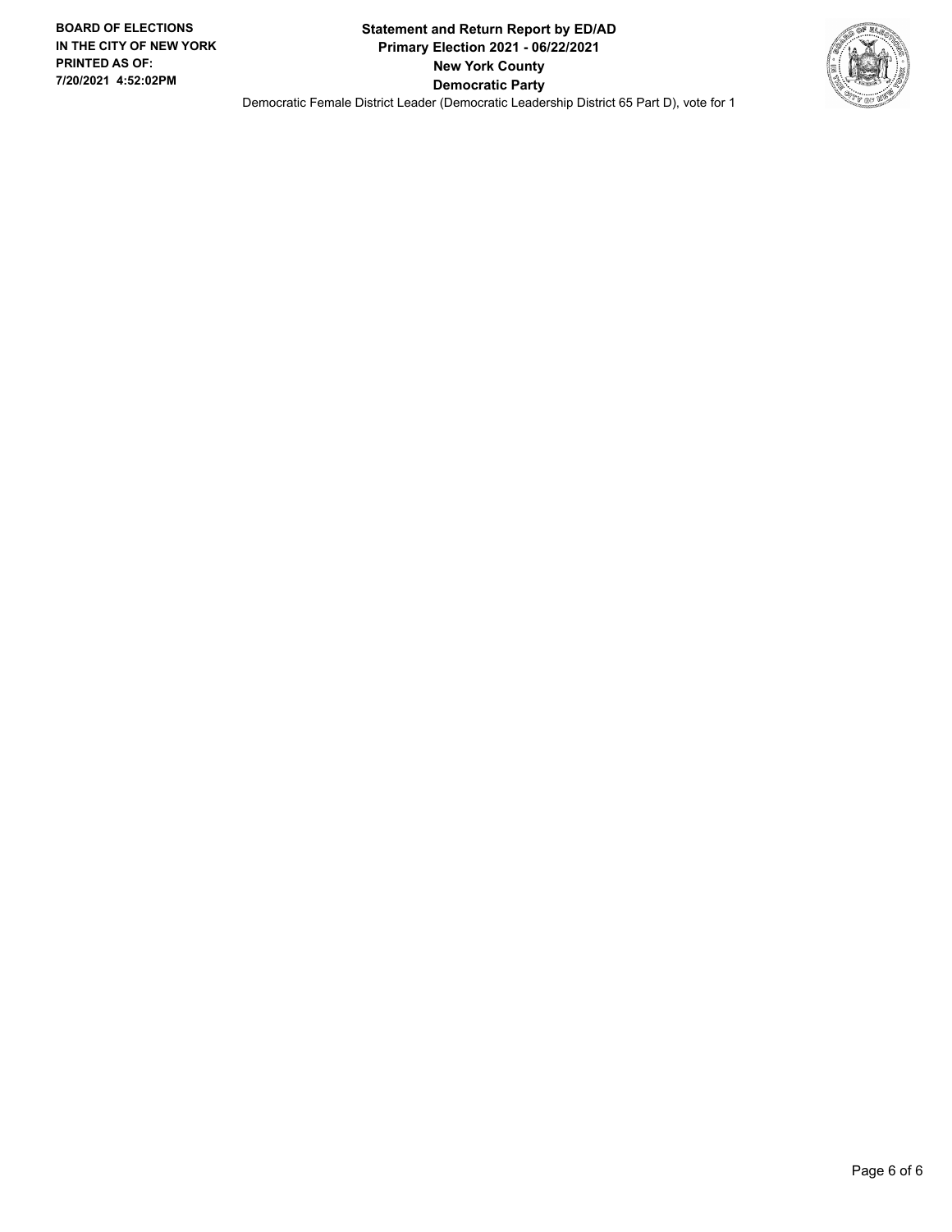**BOARD OF ELECTIONS IN THE CITY OF NEW YORK**
**PRINTED AS OF:**
**7/20/2021 4:52:02PM**

**Statement and Return Report by ED/AD**
**Primary Election 2021 - 06/22/2021**
**New York County**
**Democratic Party**

Democratic Female District Leader (Democratic Leadership District 65 Part D), vote for 1